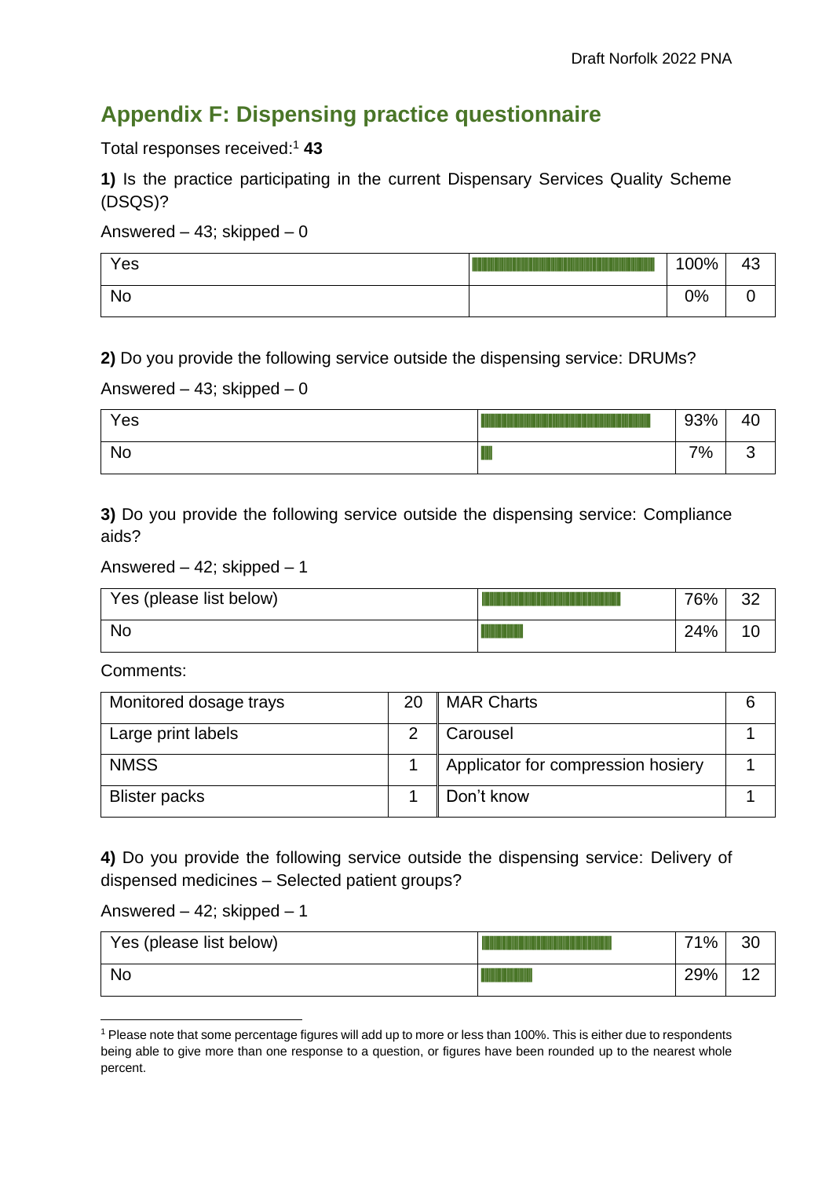## Appendix F: Dispensing practice questionnaire

Total responses received:[1] **43**

**1)** Is the practice participating in the current Dispensary Services Quality Scheme (DSQS)?

Answered – 43; skipped – 0

| | | | |
|---|---|---|---|
| Yes | | 100% | 43 |
| No | | 0% | 0 |

**2)** Do you provide the following service outside the dispensing service: DRUMs?

Answered – 43; skipped – 0

| | | | |
|---|---|---|---|
| Yes | | 93% | 40 |
| No | | 7% | 3 |

**3)** Do you provide the following service outside the dispensing service: Compliance aids?

Answered – 42; skipped – 1

| | | | |
|---|---|---|---|
| Yes (please list below) | | 76% | 32 |
| No | | 24% | 10 |

Comments:

| | | | |
|---|---|---|---|
| Monitored dosage trays | 20 | MAR Charts | 6 |
| Large print labels | 2 | Carousel | 1 |
| NMSS | 1 | Applicator for compression hosiery | 1 |
| Blister packs | 1 | Don't know | 1 |

**4)** Do you provide the following service outside the dispensing service: Delivery of dispensed medicines – Selected patient groups?

Answered – 42; skipped – 1

| | | | |
|---|---|---|---|
| Yes (please list below) | | 71% | 30 |
| No | | 29% | 12 |

[1] Please note that some percentage figures will add up to more or less than 100%. This is either due to respondents being able to give more than one response to a question, or figures have been rounded up to the nearest whole percent.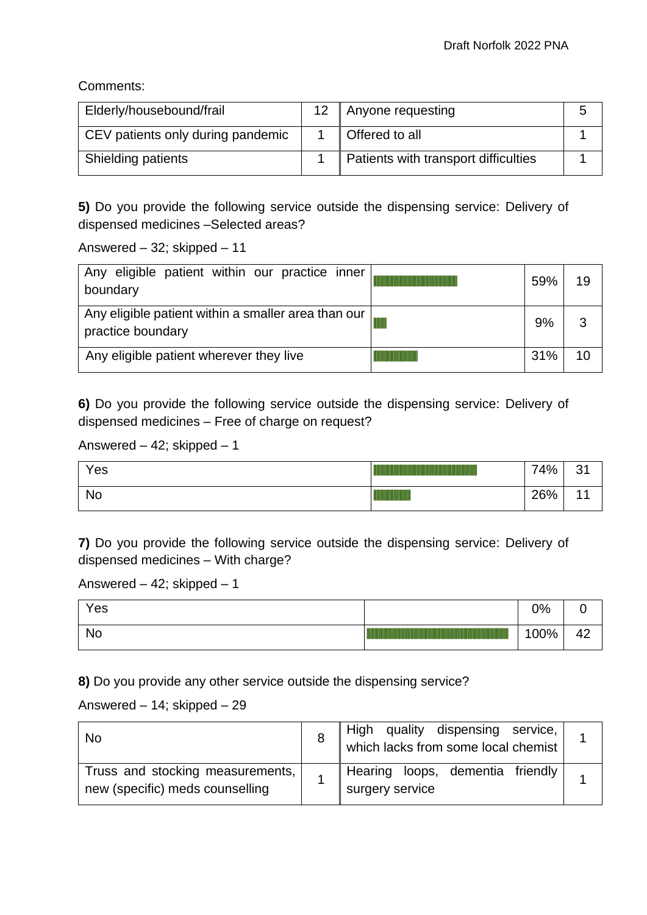Comments:

| | | | |
|---|---|---|---|
| Elderly/housebound/frail | 12 | Anyone requesting | 5 |
| CEV patients only during pandemic | 1 | Offered to all | 1 |
| Shielding patients | 1 | Patients with transport difficulties | 1 |

**5)** Do you provide the following service outside the dispensing service: Delivery of dispensed medicines –Selected areas?

Answered – 32; skipped – 11

| | | | |
|---|---|---|---|
| Any eligible patient within our practice inner boundary | | 59% | 19 |
| Any eligible patient within a smaller area than our practice boundary | | 9% | 3 |
| Any eligible patient wherever they live | | 31% | 10 |

**6)** Do you provide the following service outside the dispensing service: Delivery of dispensed medicines – Free of charge on request?

Answered – 42; skipped – 1

| | | | |
|---|---|---|---|
| Yes | | 74% | 31 |
| No | | 26% | 11 |

**7)** Do you provide the following service outside the dispensing service: Delivery of dispensed medicines – With charge?

Answered – 42; skipped – 1

| | | | |
|---|---|---|---|
| Yes | | 0% | 0 |
| No | | 100% | 42 |

**8)** Do you provide any other service outside the dispensing service?

Answered – 14; skipped – 29

| | | | |
|---|---|---|---|
| No | 8 | High quality dispensing service, which lacks from some local chemist | 1 |
| Truss and stocking measurements, new (specific) meds counselling | 1 | Hearing loops, dementia friendly surgery service | 1 |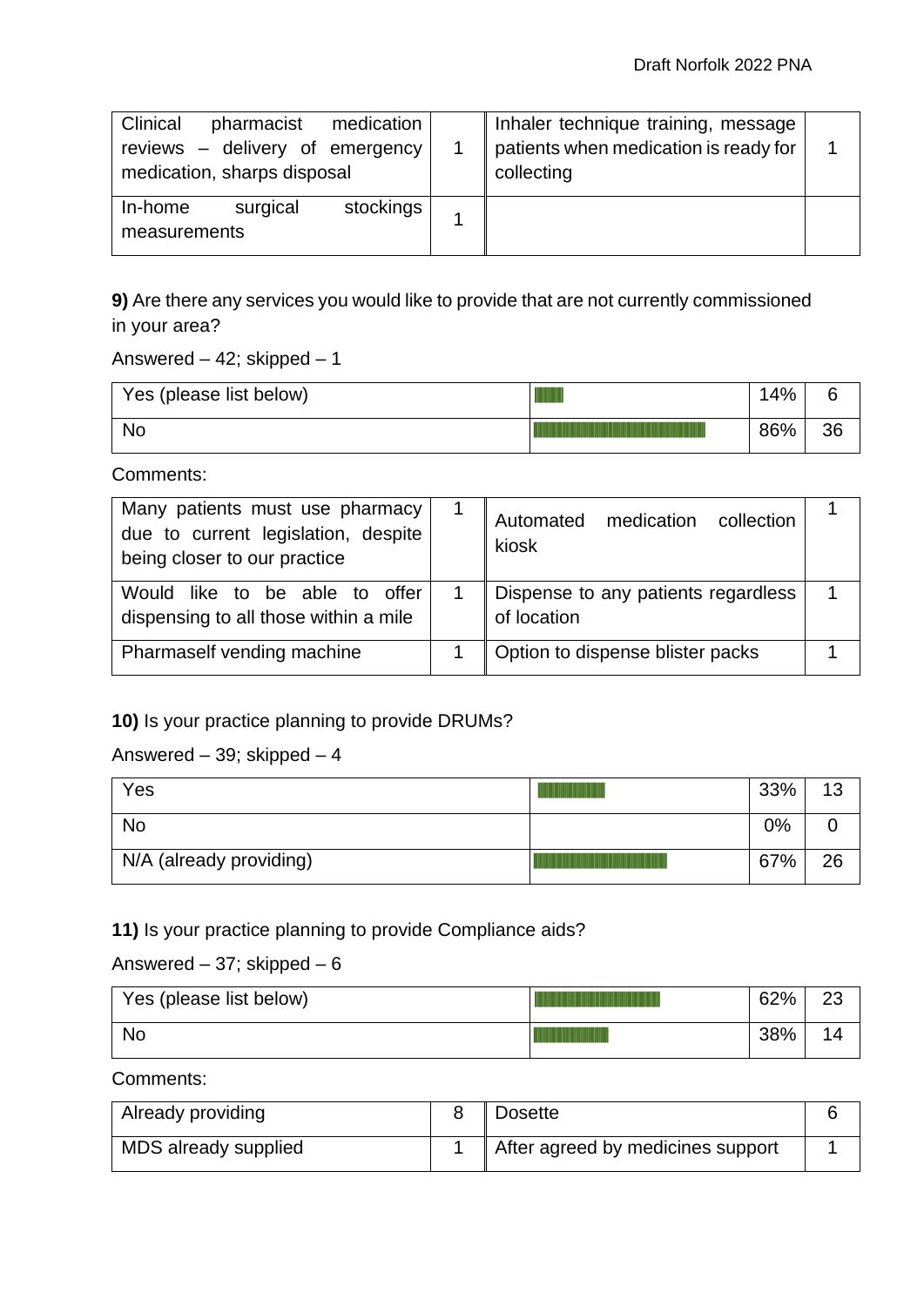| | | | |
|---|---|---|---|
| Clinical pharmacist medication reviews – delivery of emergency medication, sharps disposal | 1 | Inhaler technique training, message patients when medication is ready for collecting | 1 |
| In-home surgical stockings measurements | 1 | | |

**9)** Are there any services you would like to provide that are not currently commissioned in your area?

Answered – 42; skipped – 1

| | | | |
|---|---|---|---|
| Yes (please list below) | | 14% | 6 |
| No | | 86% | 36 |

Comments:

| | | | |
|---|---|---|---|
| Many patients must use pharmacy due to current legislation, despite being closer to our practice | 1 | Automated medication collection kiosk | 1 |
| Would like to be able to offer dispensing to all those within a mile | 1 | Dispense to any patients regardless of location | 1 |
| Pharmaself vending machine | 1 | Option to dispense blister packs | 1 |

**10)** Is your practice planning to provide DRUMs?

Answered – 39; skipped – 4

| | | | |
|---|---|---|---|
| Yes | | 33% | 13 |
| No | | 0% | 0 |
| N/A (already providing) | | 67% | 26 |

**11)** Is your practice planning to provide Compliance aids?

Answered – 37; skipped – 6

| | | | |
|---|---|---|---|
| Yes (please list below) | | 62% | 23 |
| No | | 38% | 14 |

Comments:

| | | | |
|---|---|---|---|
| Already providing | 8 | Dosette | 6 |
| MDS already supplied | 1 | After agreed by medicines support | 1 |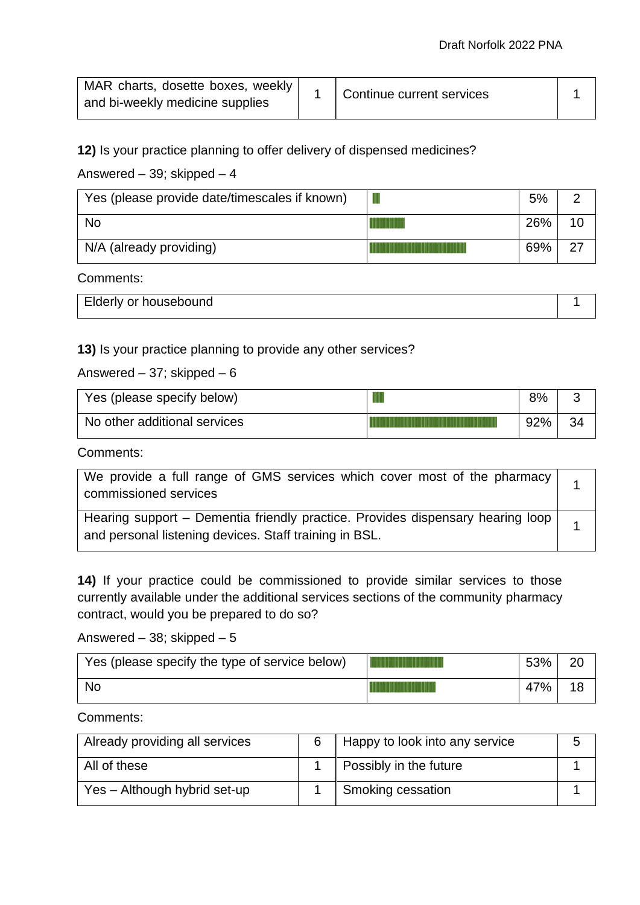| MAR charts, dosette boxes, weekly and bi-weekly medicine supplies | 1 | Continue current services | 1 |
|---|---|---|---|

**12)** Is your practice planning to offer delivery of dispensed medicines?

Answered – 39; skipped – 4

| Yes (please provide date/timescales if known) | | 5% | 2 |
|---|---|---|---|
| No | | 26% | 10 |
| N/A (already providing) | | 69% | 27 |

Comments:

| Elderly or housebound | 1 |
|---|---|

**13)** Is your practice planning to provide any other services?

Answered – 37; skipped – 6

| Yes (please specify below) | | 8% | 3 |
|---|---|---|---|
| No other additional services | | 92% | 34 |

Comments:

| We provide a full range of GMS services which cover most of the pharmacy commissioned services | 1 |
|---|---|
| Hearing support – Dementia friendly practice. Provides dispensary hearing loop and personal listening devices. Staff training in BSL. | 1 |

**14)** If your practice could be commissioned to provide similar services to those currently available under the additional services sections of the community pharmacy contract, would you be prepared to do so?

Answered – 38; skipped – 5

| Yes (please specify the type of service below) | | 53% | 20 |
|---|---|---|---|
| No | | 47% | 18 |

Comments:

| Already providing all services | 6 | Happy to look into any service | 5 |
|---|---|---|---|
| All of these | 1 | Possibly in the future | 1 |
| Yes – Although hybrid set-up | 1 | Smoking cessation | 1 |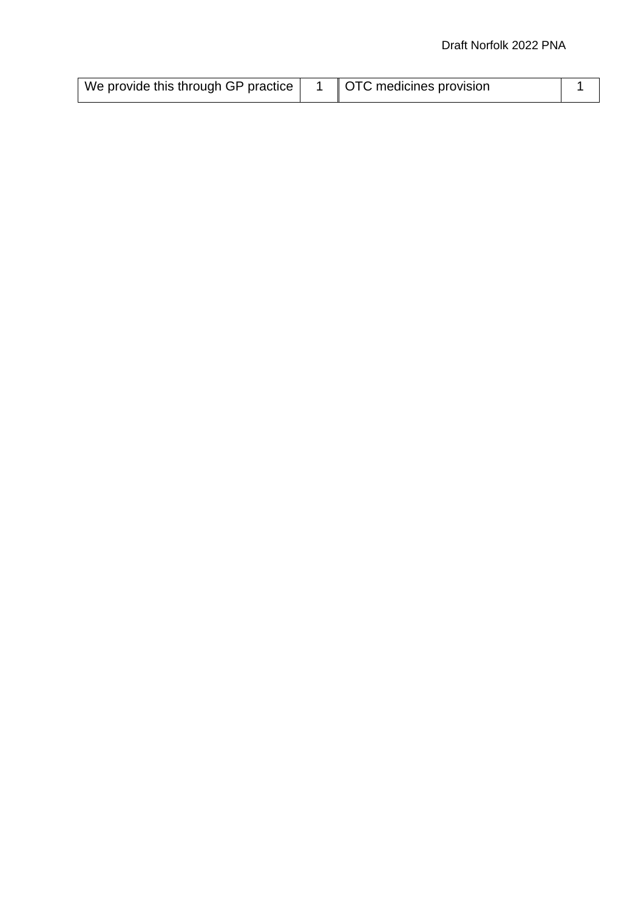| | | | |
|---|---|---|---|
| We provide this through GP practice | 1 | OTC medicines provision | 1 |